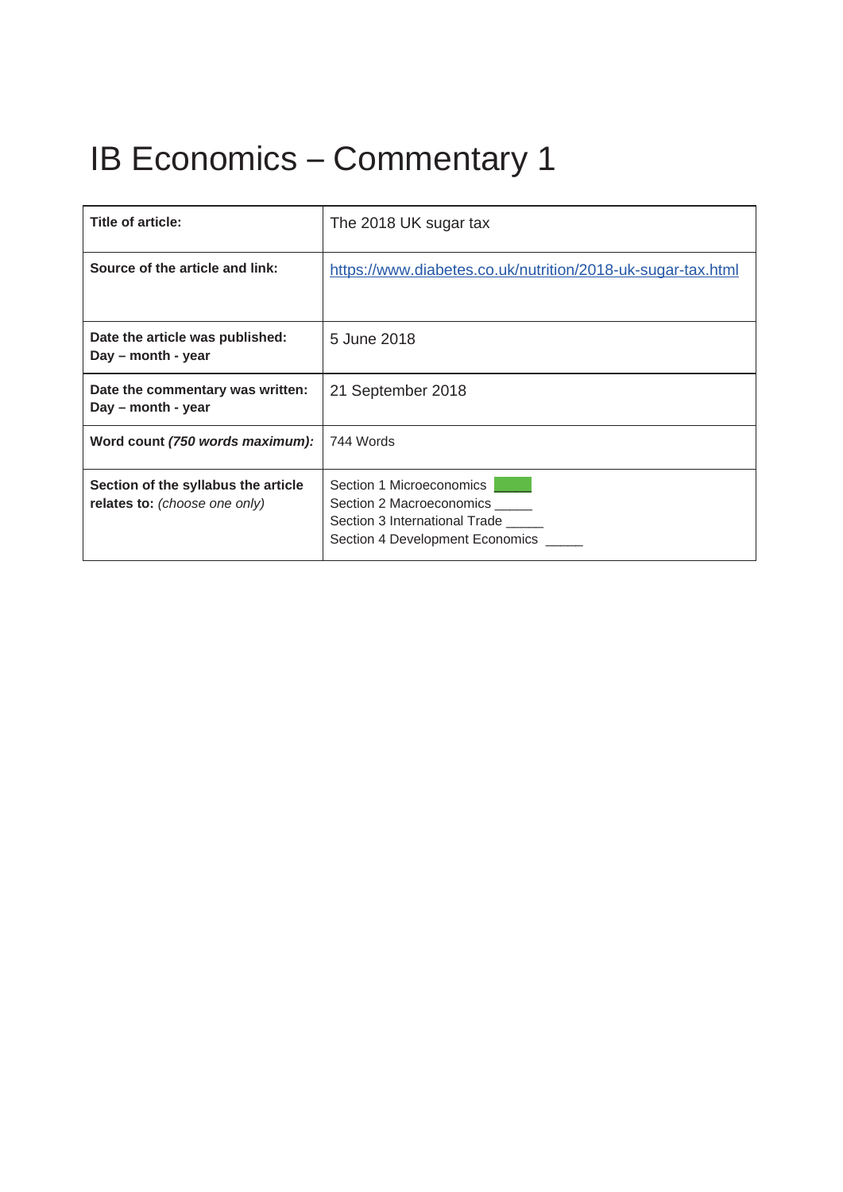# IB Economics – Commentary 1

| **Title of article:** | The 2018 UK sugar tax |
|---|---|
| **Source of the article and link:** | https://www.diabetes.co.uk/nutrition/2018-uk-sugar-tax.html |
| **Date the article was published:** **Day – month - year** | 5 June 2018 |
| **Date the commentary was written:** **Day – month - year** | 21 September 2018 |
| **Word count *(750 words maximum)*:** | 744 Words |
| **Section of the syllabus the article relates to:** *(choose one only)* | Section 1 Microeconomics ✓<br>Section 2 Macroeconomics _____<br>Section 3 International Trade _____<br>Section 4 Development Economics _____ |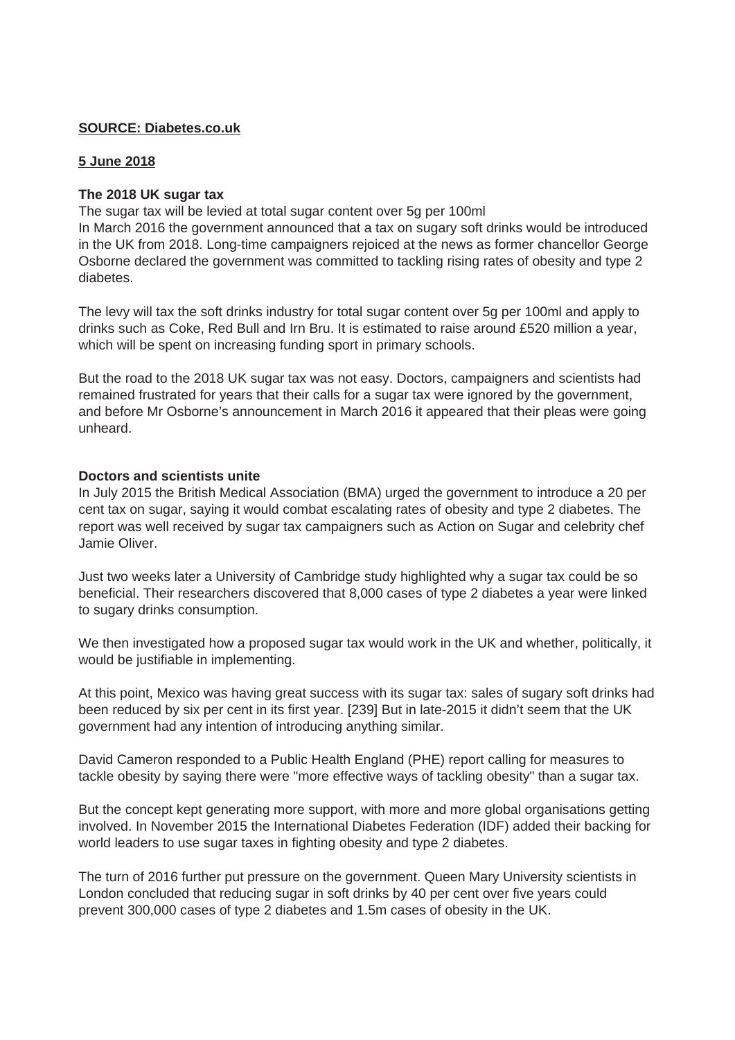**SOURCE: Diabetes.co.uk**

**5 June 2018**

**The 2018 UK sugar tax**

The sugar tax will be levied at total sugar content over 5g per 100ml

In March 2016 the government announced that a tax on sugary soft drinks would be introduced in the UK from 2018. Long-time campaigners rejoiced at the news as former chancellor George Osborne declared the government was committed to tackling rising rates of obesity and type 2 diabetes.

The levy will tax the soft drinks industry for total sugar content over 5g per 100ml and apply to drinks such as Coke, Red Bull and Irn Bru. It is estimated to raise around £520 million a year, which will be spent on increasing funding sport in primary schools.

But the road to the 2018 UK sugar tax was not easy. Doctors, campaigners and scientists had remained frustrated for years that their calls for a sugar tax were ignored by the government, and before Mr Osborne's announcement in March 2016 it appeared that their pleas were going unheard.

**Doctors and scientists unite**

In July 2015 the British Medical Association (BMA) urged the government to introduce a 20 per cent tax on sugar, saying it would combat escalating rates of obesity and type 2 diabetes. The report was well received by sugar tax campaigners such as Action on Sugar and celebrity chef Jamie Oliver.

Just two weeks later a University of Cambridge study highlighted why a sugar tax could be so beneficial. Their researchers discovered that 8,000 cases of type 2 diabetes a year were linked to sugary drinks consumption.

We then investigated how a proposed sugar tax would work in the UK and whether, politically, it would be justifiable in implementing.

At this point, Mexico was having great success with its sugar tax: sales of sugary soft drinks had been reduced by six per cent in its first year. [239] But in late-2015 it didn't seem that the UK government had any intention of introducing anything similar.

David Cameron responded to a Public Health England (PHE) report calling for measures to tackle obesity by saying there were "more effective ways of tackling obesity" than a sugar tax.

But the concept kept generating more support, with more and more global organisations getting involved. In November 2015 the International Diabetes Federation (IDF) added their backing for world leaders to use sugar taxes in fighting obesity and type 2 diabetes.

The turn of 2016 further put pressure on the government. Queen Mary University scientists in London concluded that reducing sugar in soft drinks by 40 per cent over five years could prevent 300,000 cases of type 2 diabetes and 1.5m cases of obesity in the UK.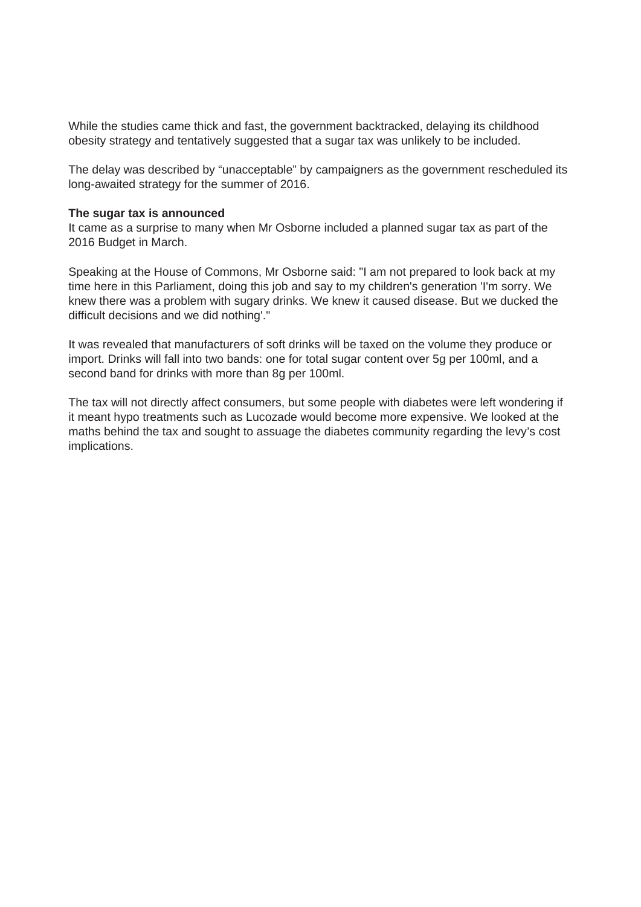While the studies came thick and fast, the government backtracked, delaying its childhood obesity strategy and tentatively suggested that a sugar tax was unlikely to be included.

The delay was described by “unacceptable” by campaigners as the government rescheduled its long-awaited strategy for the summer of 2016.

**The sugar tax is announced**

It came as a surprise to many when Mr Osborne included a planned sugar tax as part of the 2016 Budget in March.

Speaking at the House of Commons, Mr Osborne said: "I am not prepared to look back at my time here in this Parliament, doing this job and say to my children's generation 'I'm sorry. We knew there was a problem with sugary drinks. We knew it caused disease. But we ducked the difficult decisions and we did nothing'."

It was revealed that manufacturers of soft drinks will be taxed on the volume they produce or import. Drinks will fall into two bands: one for total sugar content over 5g per 100ml, and a second band for drinks with more than 8g per 100ml.

The tax will not directly affect consumers, but some people with diabetes were left wondering if it meant hypo treatments such as Lucozade would become more expensive. We looked at the maths behind the tax and sought to assuage the diabetes community regarding the levy’s cost implications.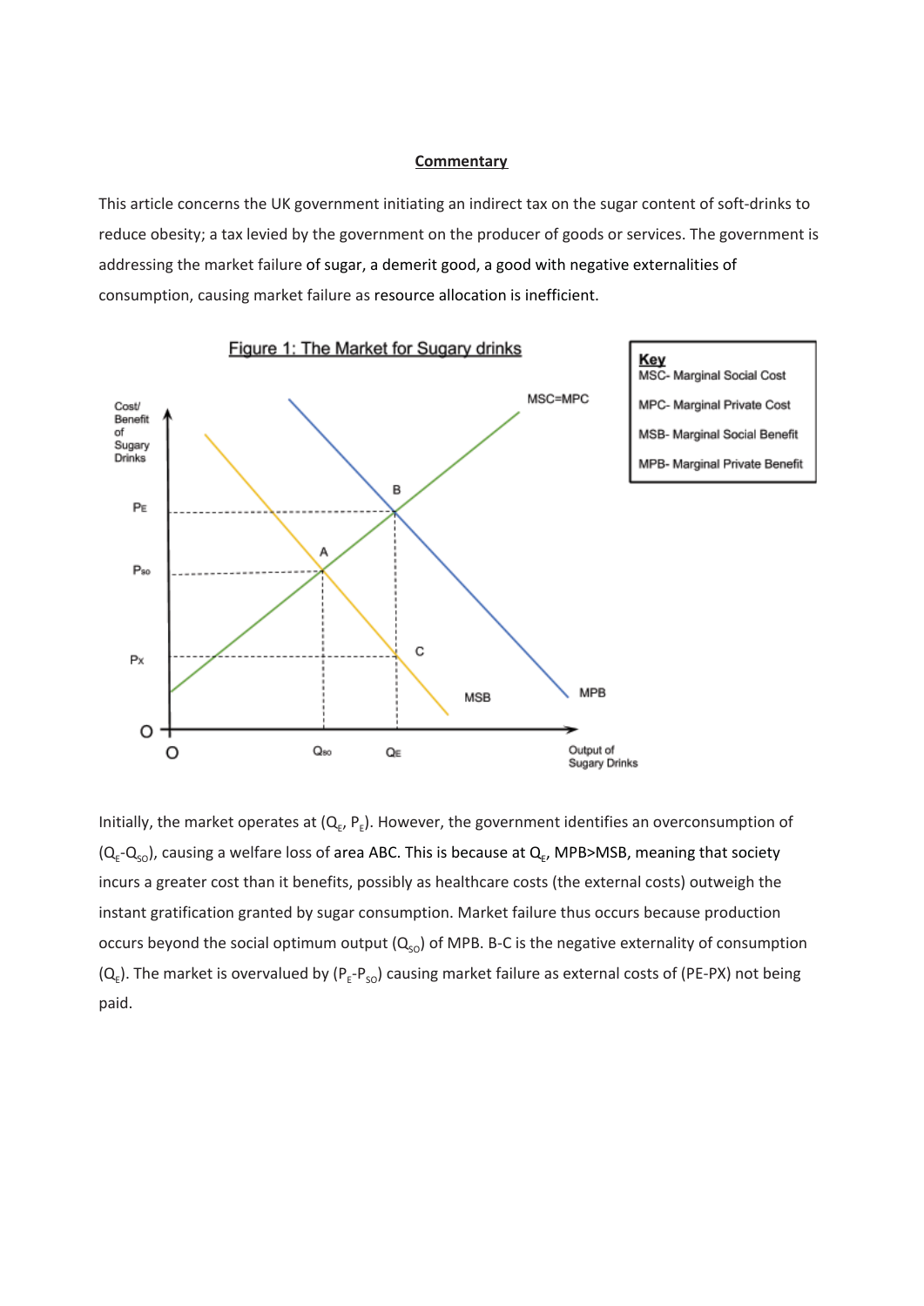**Commentary**

This article concerns the UK government initiating an indirect tax on the sugar content of soft-drinks to reduce obesity; a tax levied by the government on the producer of goods or services. The government is addressing the market failure of sugar, a demerit good, a good with negative externalities of consumption, causing market failure as resource allocation is inefficient.

Figure 1: The Market for Sugary drinks

Key
MSC- Marginal Social Cost
MPC- Marginal Private Cost
MSB- Marginal Social Benefit
MPB- Marginal Private Benefit

Cost/ Benefit of Sugary Drinks

MSC=MPC

PE

PSO

PX

B

A

C

MSB

MPB

O

QSO

QE

Output of Sugary Drinks

Initially, the market operates at ($Q_E$, $P_E$). However, the government identifies an overconsumption of ($Q_E$-$Q_{SO}$), causing a welfare loss of area ABC. This is because at $Q_E$, MPB>MSB, meaning that society incurs a greater cost than it benefits, possibly as healthcare costs (the external costs) outweigh the instant gratification granted by sugar consumption. Market failure thus occurs because production occurs beyond the social optimum output ($Q_{SO}$) of MPB. B-C is the negative externality of consumption ($Q_E$). The market is overvalued by ($P_E$-$P_{SO}$) causing market failure as external costs of (PE-PX) not being paid.